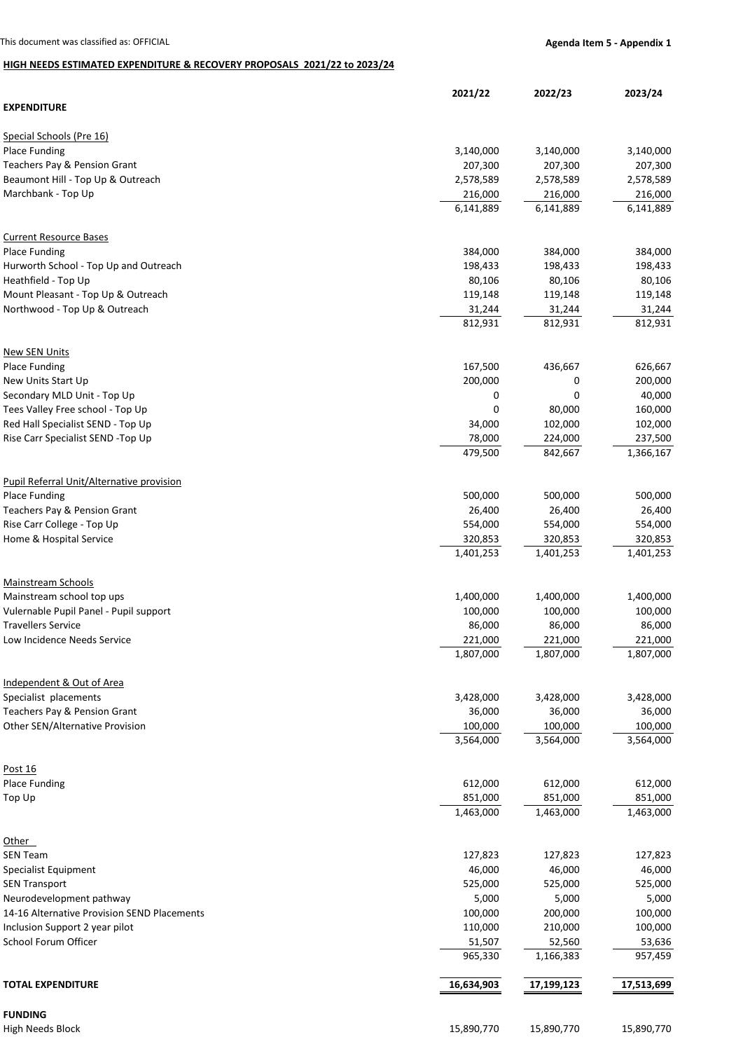This document was classified as: OFFICIAL

**Agenda Item 5 - Appendix 1**

**HIGH NEEDS ESTIMATED EXPENDITURE & RECOVERY PROPOSALS 2021/22 to 2023/24**

| | 2021/22 | 2022/23 | 2023/24 |
|---|---|---|---|
| **EXPENDITURE** | | | |
| Special Schools (Pre 16) | | | |
| Place Funding | 3,140,000 | 3,140,000 | 3,140,000 |
| Teachers Pay & Pension Grant | 207,300 | 207,300 | 207,300 |
| Beaumont Hill - Top Up & Outreach | 2,578,589 | 2,578,589 | 2,578,589 |
| Marchbank - Top Up | 216,000 | 216,000 | 216,000 |
| | 6,141,889 | 6,141,889 | 6,141,889 |
| Current Resource Bases | | | |
| Place Funding | 384,000 | 384,000 | 384,000 |
| Hurworth School - Top Up and Outreach | 198,433 | 198,433 | 198,433 |
| Heathfield - Top Up | 80,106 | 80,106 | 80,106 |
| Mount Pleasant - Top Up & Outreach | 119,148 | 119,148 | 119,148 |
| Northwood - Top Up & Outreach | 31,244 | 31,244 | 31,244 |
| | 812,931 | 812,931 | 812,931 |
| New SEN Units | | | |
| Place Funding | 167,500 | 436,667 | 626,667 |
| New Units Start Up | 200,000 | 0 | 200,000 |
| Secondary MLD Unit - Top Up | 0 | 0 | 40,000 |
| Tees Valley Free school - Top Up | 0 | 80,000 | 160,000 |
| Red Hall Specialist SEND - Top Up | 34,000 | 102,000 | 102,000 |
| Rise Carr Specialist SEND -Top Up | 78,000 | 224,000 | 237,500 |
| | 479,500 | 842,667 | 1,366,167 |
| Pupil Referral Unit/Alternative provision | | | |
| Place Funding | 500,000 | 500,000 | 500,000 |
| Teachers Pay & Pension Grant | 26,400 | 26,400 | 26,400 |
| Rise Carr College - Top Up | 554,000 | 554,000 | 554,000 |
| Home & Hospital Service | 320,853 | 320,853 | 320,853 |
| | 1,401,253 | 1,401,253 | 1,401,253 |
| Mainstream Schools | | | |
| Mainstream school top ups | 1,400,000 | 1,400,000 | 1,400,000 |
| Vulernable Pupil Panel - Pupil support | 100,000 | 100,000 | 100,000 |
| Travellers Service | 86,000 | 86,000 | 86,000 |
| Low Incidence Needs Service | 221,000 | 221,000 | 221,000 |
| | 1,807,000 | 1,807,000 | 1,807,000 |
| Independent & Out of Area | | | |
| Specialist placements | 3,428,000 | 3,428,000 | 3,428,000 |
| Teachers Pay & Pension Grant | 36,000 | 36,000 | 36,000 |
| Other SEN/Alternative Provision | 100,000 | 100,000 | 100,000 |
| | 3,564,000 | 3,564,000 | 3,564,000 |
| Post 16 | | | |
| Place Funding | 612,000 | 612,000 | 612,000 |
| Top Up | 851,000 | 851,000 | 851,000 |
| | 1,463,000 | 1,463,000 | 1,463,000 |
| Other | | | |
| SEN Team | 127,823 | 127,823 | 127,823 |
| Specialist Equipment | 46,000 | 46,000 | 46,000 |
| SEN Transport | 525,000 | 525,000 | 525,000 |
| Neurodevelopment pathway | 5,000 | 5,000 | 5,000 |
| 14-16 Alternative Provision SEND Placements | 100,000 | 200,000 | 100,000 |
| Inclusion Support 2 year pilot | 110,000 | 210,000 | 100,000 |
| School Forum Officer | 51,507 | 52,560 | 53,636 |
| | 965,330 | 1,166,383 | 957,459 |
| **TOTAL EXPENDITURE** | **16,634,903** | **17,199,123** | **17,513,699** |
| **FUNDING** | | | |
| High Needs Block | 15,890,770 | 15,890,770 | 15,890,770 |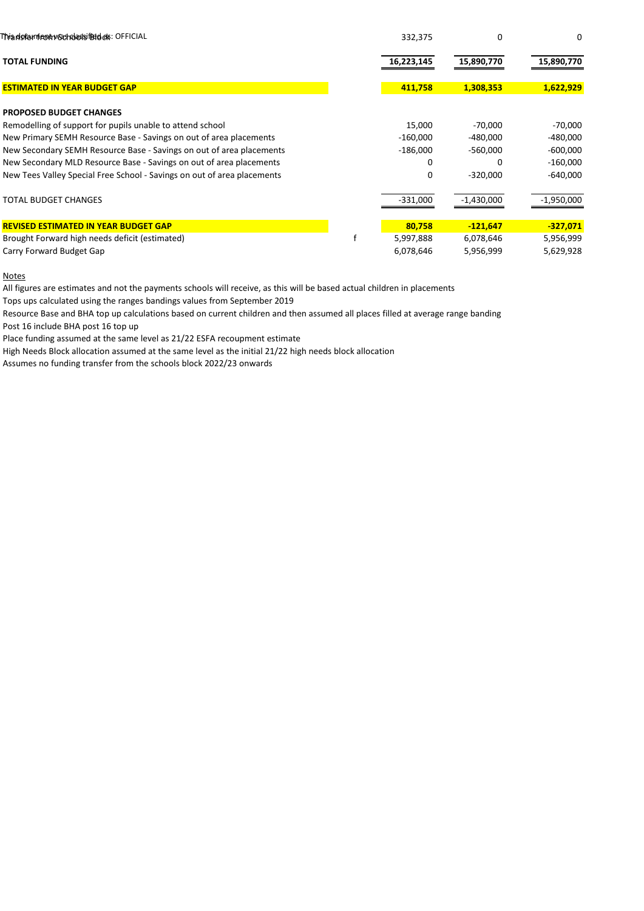| | | | | |
|---|---|---|---|---|
| Transfer from Schools Block | | 332,375 | 0 | 0 |
| **TOTAL FUNDING** | | **16,223,145** | **15,890,770** | **15,890,770** |
| **ESTIMATED IN YEAR BUDGET GAP** | | **411,758** | **1,308,353** | **1,622,929** |
| **PROPOSED BUDGET CHANGES** | | | | |
| Remodelling of support for pupils unable to attend school | | 15,000 | -70,000 | -70,000 |
| New Primary SEMH Resource Base - Savings on out of area placements | | -160,000 | -480,000 | -480,000 |
| New Secondary SEMH Resource Base - Savings on out of area placements | | -186,000 | -560,000 | -600,000 |
| New Secondary MLD Resource Base - Savings on out of area placements | | 0 | 0 | -160,000 |
| New Tees Valley Special Free School - Savings on out of area placements | | 0 | -320,000 | -640,000 |
| TOTAL BUDGET CHANGES | | -331,000 | -1,430,000 | -1,950,000 |
| **REVISED ESTIMATED IN YEAR BUDGET GAP** | | **80,758** | **-121,647** | **-327,071** |
| Brought Forward high needs deficit (estimated) | f | 5,997,888 | 6,078,646 | 5,956,999 |
| Carry Forward Budget Gap | | 6,078,646 | 5,956,999 | 5,629,928 |

Notes

All figures are estimates and not the payments schools will receive, as this will be based actual children in placements

Tops ups calculated using the ranges bandings values from September 2019

Resource Base and BHA top up calculations based on current children and then assumed all places filled at average range banding

Post 16 include BHA post 16 top up

Place funding assumed at the same level as 21/22 ESFA recoupment estimate

High Needs Block allocation assumed at the same level as the initial 21/22 high needs block allocation

Assumes no funding transfer from the schools block 2022/23 onwards